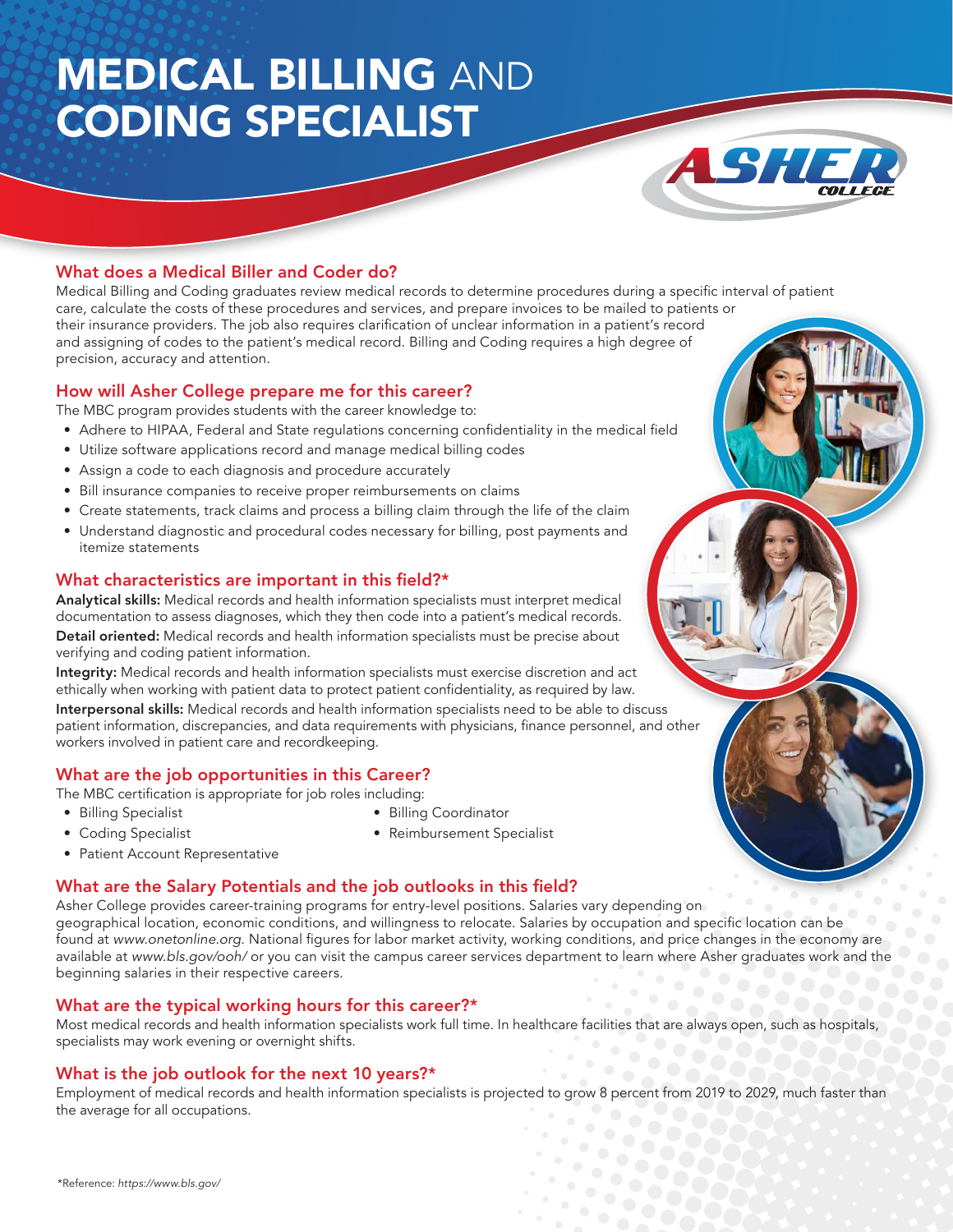# MEDICAL BILLING AND CODING SPECIALIST

ASHER COLLEGE

## What does a Medical Biller and Coder do?

Medical Billing and Coding graduates review medical records to determine procedures during a specific interval of patient care, calculate the costs of these procedures and services, and prepare invoices to be mailed to patients or their insurance providers. The job also requires clarification of unclear information in a patient's record and assigning of codes to the patient's medical record. Billing and Coding requires a high degree of precision, accuracy and attention.

## How will Asher College prepare me for this career?

The MBC program provides students with the career knowledge to:

- Adhere to HIPAA, Federal and State regulations concerning confidentiality in the medical field
- Utilize software applications record and manage medical billing codes
- Assign a code to each diagnosis and procedure accurately
- Bill insurance companies to receive proper reimbursements on claims
- Create statements, track claims and process a billing claim through the life of the claim
- Understand diagnostic and procedural codes necessary for billing, post payments and itemize statements

## What characteristics are important in this field?*

**Analytical skills:** Medical records and health information specialists must interpret medical documentation to assess diagnoses, which they then code into a patient's medical records.

**Detail oriented:** Medical records and health information specialists must be precise about verifying and coding patient information.

**Integrity:** Medical records and health information specialists must exercise discretion and act ethically when working with patient data to protect patient confidentiality, as required by law.

**Interpersonal skills:** Medical records and health information specialists need to be able to discuss patient information, discrepancies, and data requirements with physicians, finance personnel, and other workers involved in patient care and recordkeeping.

## What are the job opportunities in this Career?

The MBC certification is appropriate for job roles including:

- Billing Specialist
- Coding Specialist
- Patient Account Representative
- Billing Coordinator
- Reimbursement Specialist

## What are the Salary Potentials and the job outlooks in this field?

Asher College provides career-training programs for entry-level positions. Salaries vary depending on geographical location, economic conditions, and willingness to relocate. Salaries by occupation and specific location can be found at *www.onetonline.org*. National figures for labor market activity, working conditions, and price changes in the economy are available at *www.bls.gov/ooh/* or you can visit the campus career services department to learn where Asher graduates work and the beginning salaries in their respective careers.

## What are the typical working hours for this career?*

Most medical records and health information specialists work full time. In healthcare facilities that are always open, such as hospitals, specialists may work evening or overnight shifts.

## What is the job outlook for the next 10 years?*

Employment of medical records and health information specialists is projected to grow 8 percent from 2019 to 2029, much faster than the average for all occupations.

*Reference: *https://www.bls.gov/*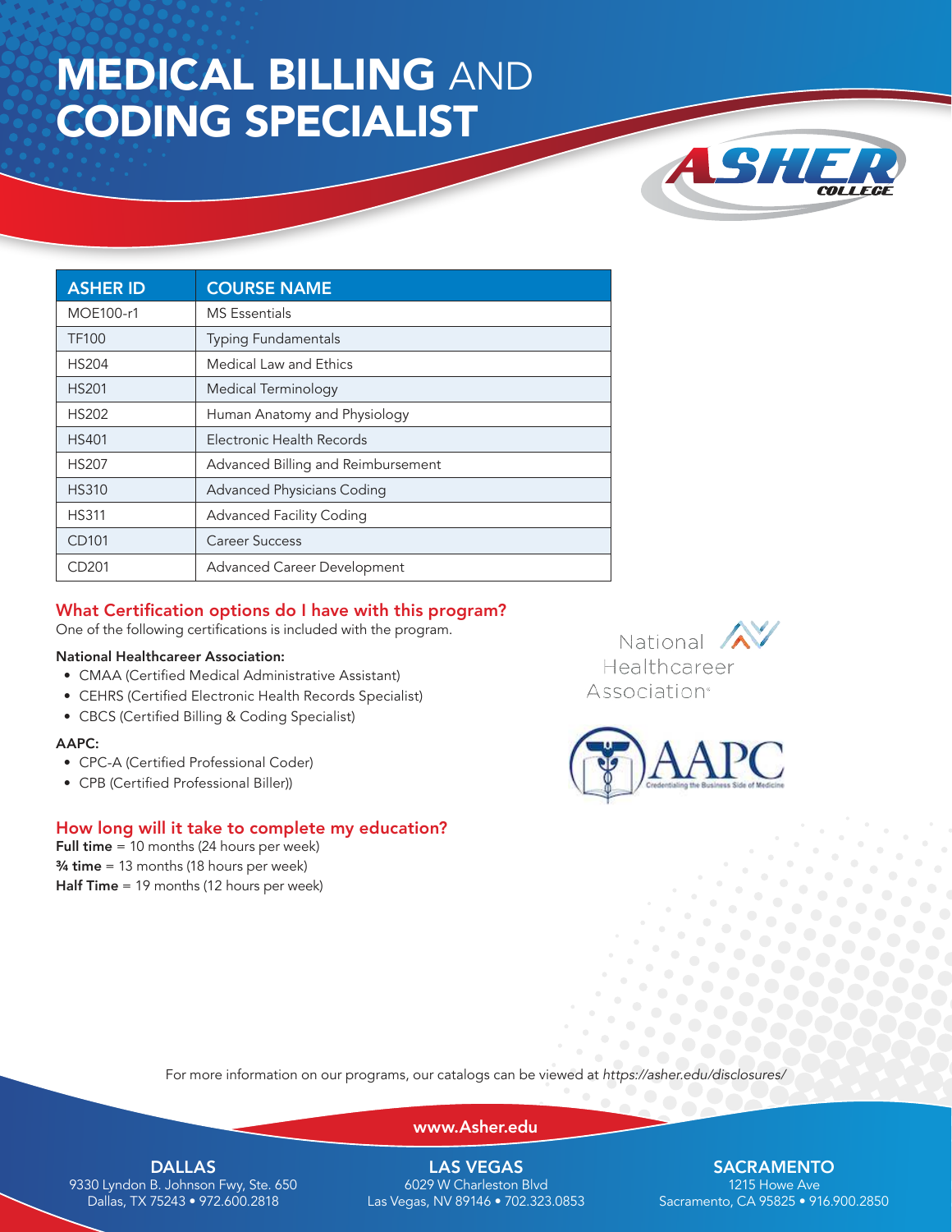# MEDICAL BILLING AND CODING SPECIALIST

| ASHER ID | COURSE NAME |
| --- | --- |
| MOE100-r1 | MS Essentials |
| TF100 | Typing Fundamentals |
| HS204 | Medical Law and Ethics |
| HS201 | Medical Terminology |
| HS202 | Human Anatomy and Physiology |
| HS401 | Electronic Health Records |
| HS207 | Advanced Billing and Reimbursement |
| HS310 | Advanced Physicians Coding |
| HS311 | Advanced Facility Coding |
| CD101 | Career Success |
| CD201 | Advanced Career Development |

## What Certification options do I have with this program?

One of the following certifications is included with the program.

**National Healthcareer Association:**

- CMAA (Certified Medical Administrative Assistant)
- CEHRS (Certified Electronic Health Records Specialist)
- CBCS (Certified Billing & Coding Specialist)

**AAPC:**

- CPC-A (Certified Professional Coder)
- CPB (Certified Professional Biller))

## How long will it take to complete my education?

**Full time** = 10 months (24 hours per week)
**¾ time** = 13 months (18 hours per week)
**Half Time** = 19 months (12 hours per week)

For more information on our programs, our catalogs can be viewed at *https://asher.edu/disclosures/*

www.Asher.edu

**DALLAS**
9330 Lyndon B. Johnson Fwy, Ste. 650
Dallas, TX 75243 • 972.600.2818

**LAS VEGAS**
6029 W Charleston Blvd
Las Vegas, NV 89146 • 702.323.0853

**SACRAMENTO**
1215 Howe Ave
Sacramento, CA 95825 • 916.900.2850